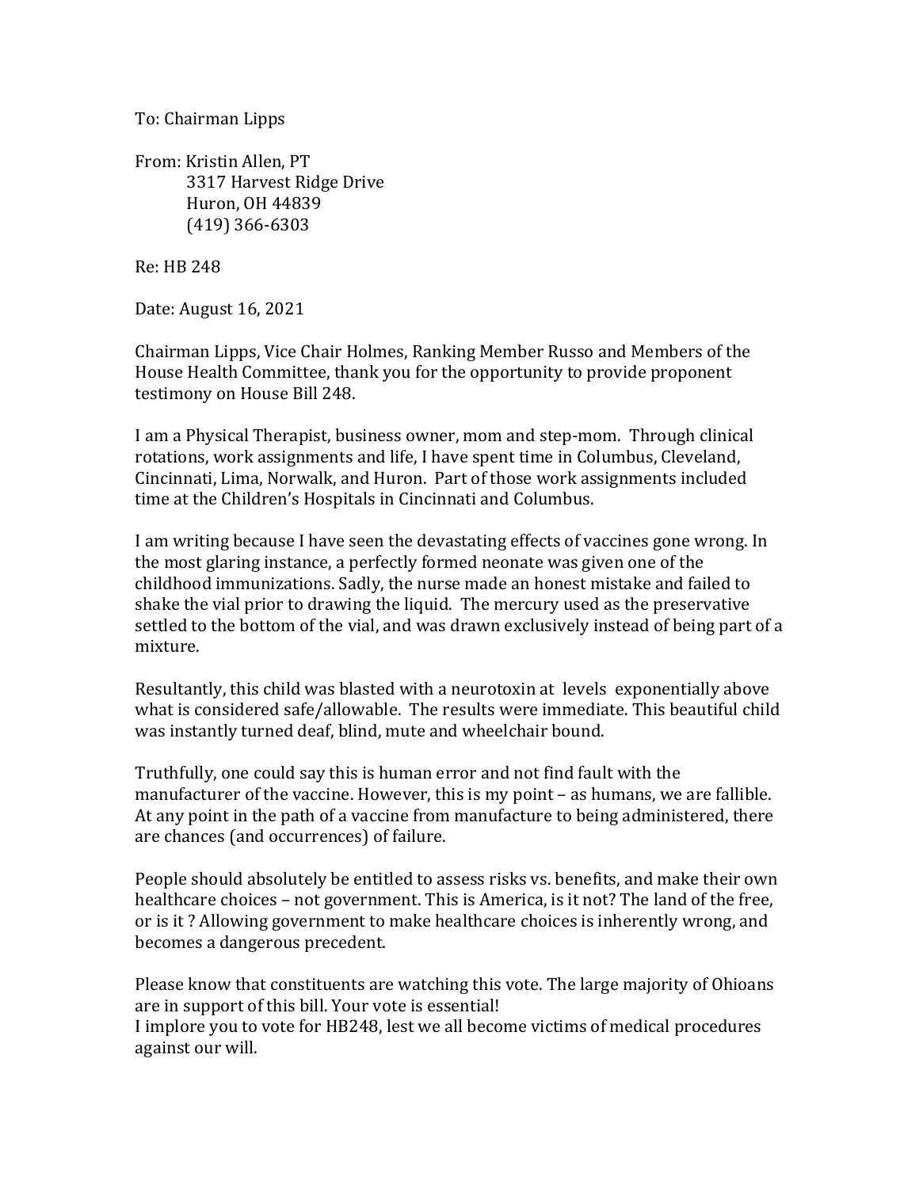To: Chairman Lipps

From: Kristin Allen, PT
3317 Harvest Ridge Drive
Huron, OH 44839
(419) 366-6303

Re: HB 248

Date: August 16, 2021

Chairman Lipps, Vice Chair Holmes, Ranking Member Russo and Members of the House Health Committee, thank you for the opportunity to provide proponent testimony on House Bill 248.

I am a Physical Therapist, business owner, mom and step-mom. Through clinical rotations, work assignments and life, I have spent time in Columbus, Cleveland, Cincinnati, Lima, Norwalk, and Huron. Part of those work assignments included time at the Children's Hospitals in Cincinnati and Columbus.

I am writing because I have seen the devastating effects of vaccines gone wrong. In the most glaring instance, a perfectly formed neonate was given one of the childhood immunizations. Sadly, the nurse made an honest mistake and failed to shake the vial prior to drawing the liquid. The mercury used as the preservative settled to the bottom of the vial, and was drawn exclusively instead of being part of a mixture.

Resultantly, this child was blasted with a neurotoxin at levels exponentially above what is considered safe/allowable. The results were immediate. This beautiful child was instantly turned deaf, blind, mute and wheelchair bound.

Truthfully, one could say this is human error and not find fault with the manufacturer of the vaccine. However, this is my point – as humans, we are fallible. At any point in the path of a vaccine from manufacture to being administered, there are chances (and occurrences) of failure.

People should absolutely be entitled to assess risks vs. benefits, and make their own healthcare choices – not government. This is America, is it not? The land of the free, or is it ? Allowing government to make healthcare choices is inherently wrong, and becomes a dangerous precedent.

Please know that constituents are watching this vote. The large majority of Ohioans are in support of this bill. Your vote is essential!
I implore you to vote for HB248, lest we all become victims of medical procedures against our will.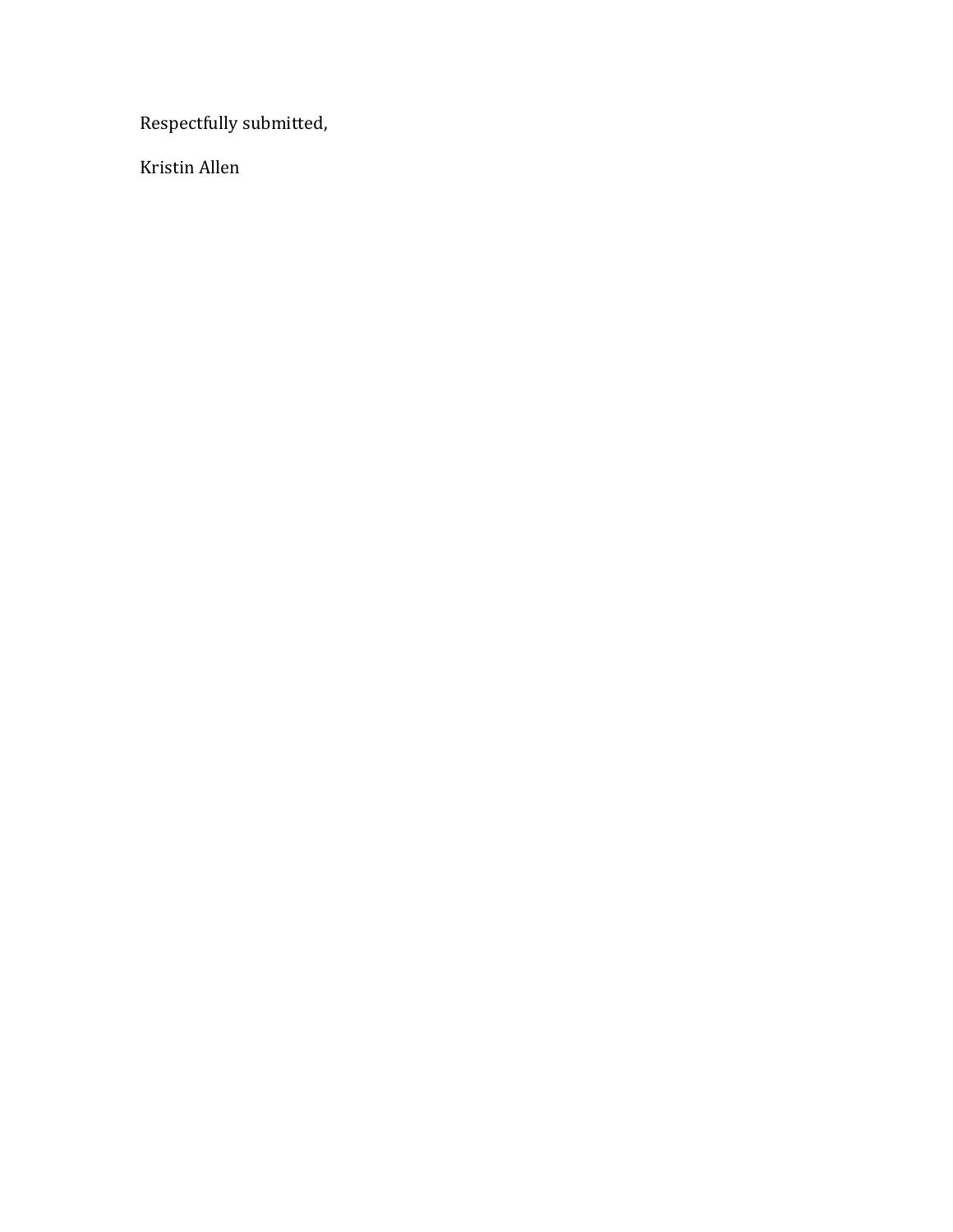Respectfully submitted,

Kristin Allen